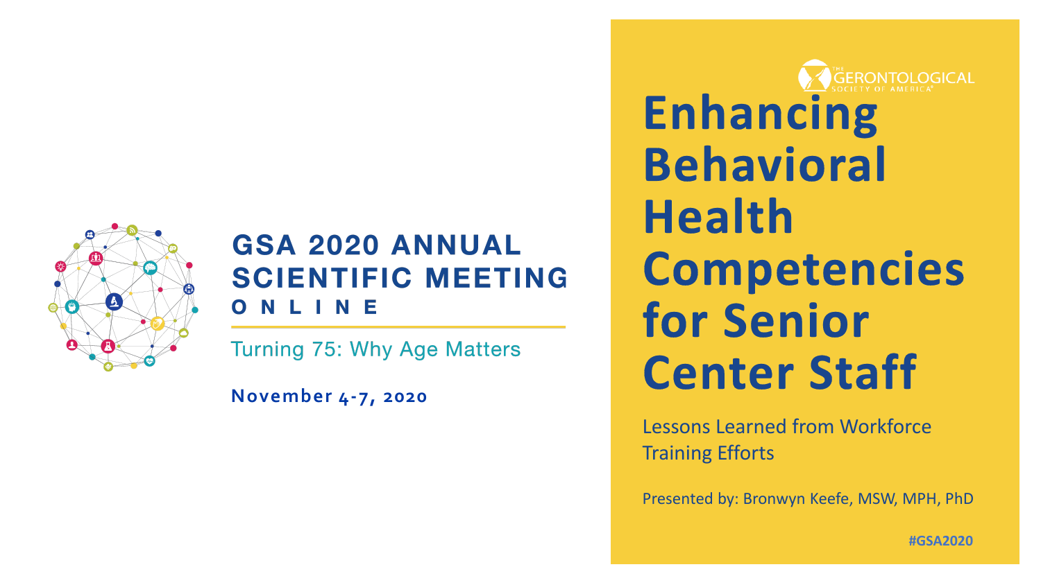# GSA 2020 ANNUAL SCIENTIFIC MEETING

**ONLINE**

Turning 75: Why Age Matters

**November 4-7, 2020**

THE GERONTOLOGICAL SOCIETY OF AMERICA

# Enhancing Behavioral Health Competencies for Senior Center Staff

Lessons Learned from Workforce Training Efforts

Presented by: Bronwyn Keefe, MSW, MPH, PhD

**#GSA2020**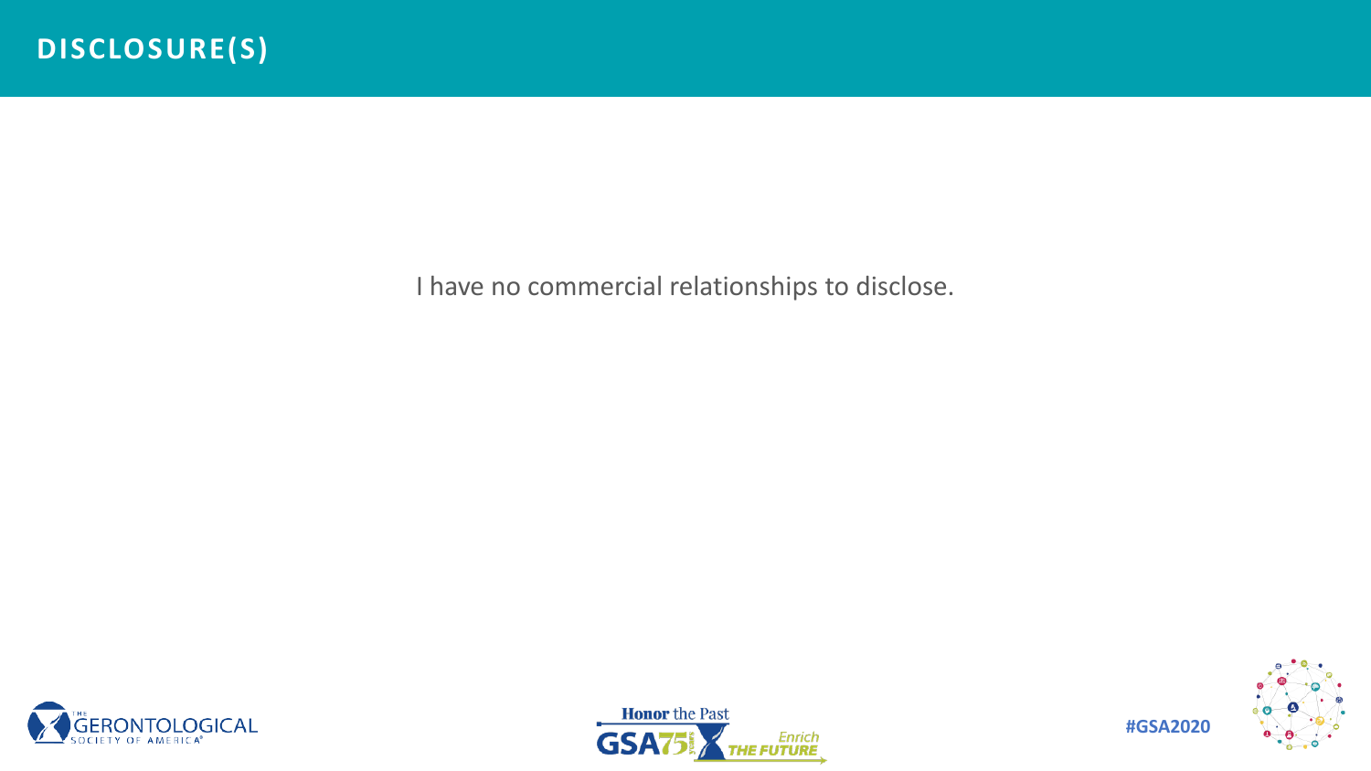# DISCLOSURE(S)

I have no commercial relationships to disclose.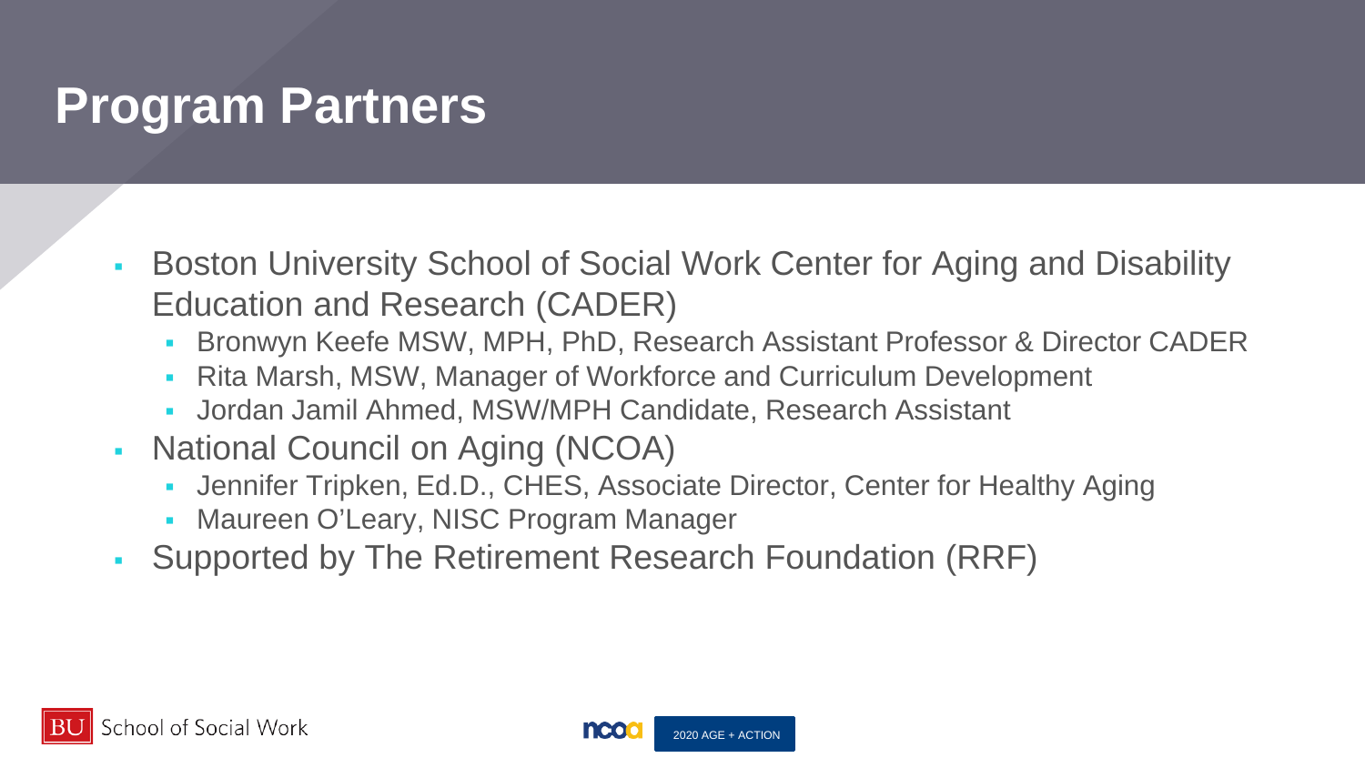# Program Partners

- Boston University School of Social Work Center for Aging and Disability Education and Research (CADER)
  - Bronwyn Keefe MSW, MPH, PhD, Research Assistant Professor & Director CADER
  - Rita Marsh, MSW, Manager of Workforce and Curriculum Development
  - Jordan Jamil Ahmed, MSW/MPH Candidate, Research Assistant
- National Council on Aging (NCOA)
  - Jennifer Tripken, Ed.D., CHES, Associate Director, Center for Healthy Aging
  - Maureen O'Leary, NISC Program Manager
- Supported by The Retirement Research Foundation (RRF)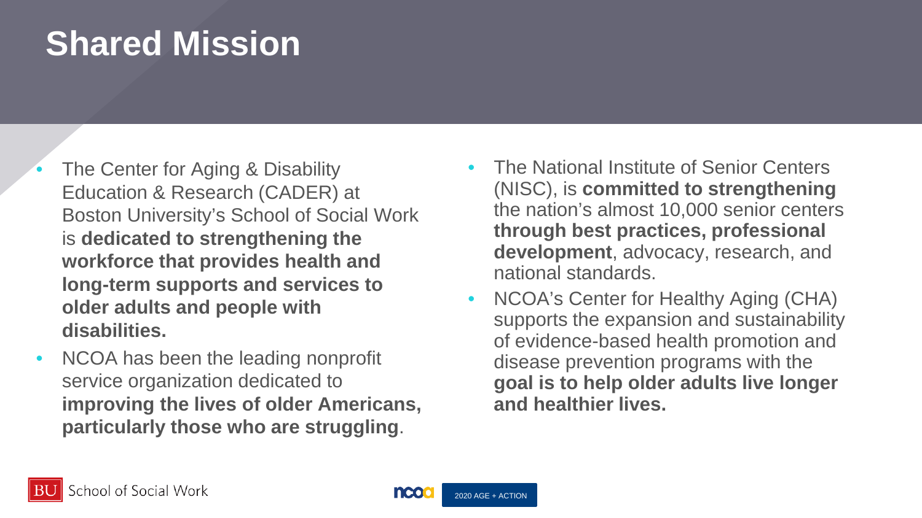# Shared Mission

- The Center for Aging & Disability Education & Research (CADER) at Boston University's School of Social Work is **dedicated to strengthening the workforce that provides health and long-term supports and services to older adults and people with disabilities.**
- NCOA has been the leading nonprofit service organization dedicated to **improving the lives of older Americans, particularly those who are struggling**.
- The National Institute of Senior Centers (NISC), is **committed to strengthening** the nation's almost 10,000 senior centers **through best practices, professional development**, advocacy, research, and national standards.
- NCOA's Center for Healthy Aging (CHA) supports the expansion and sustainability of evidence-based health promotion and disease prevention programs with the **goal is to help older adults live longer and healthier lives.**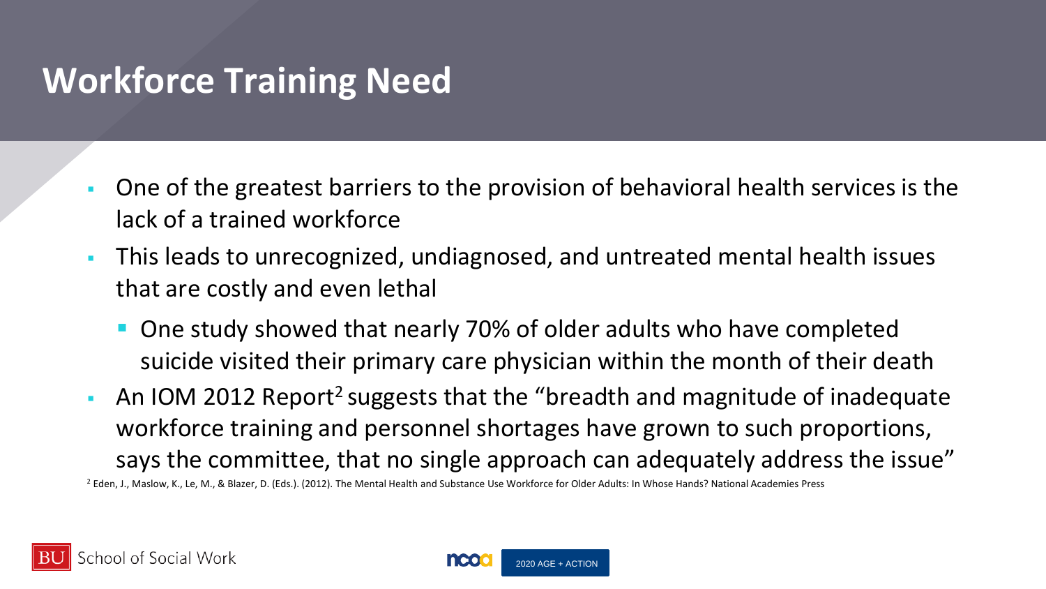# Workforce Training Need

- One of the greatest barriers to the provision of behavioral health services is the lack of a trained workforce
- This leads to unrecognized, undiagnosed, and untreated mental health issues that are costly and even lethal
  - One study showed that nearly 70% of older adults who have completed suicide visited their primary care physician within the month of their death
- An IOM 2012 Report[2] suggests that the "breadth and magnitude of inadequate workforce training and personnel shortages have grown to such proportions, says the committee, that no single approach can adequately address the issue"

[2] Eden, J., Maslow, K., Le, M., & Blazer, D. (Eds.). (2012). The Mental Health and Substance Use Workforce for Older Adults: In Whose Hands? National Academies Press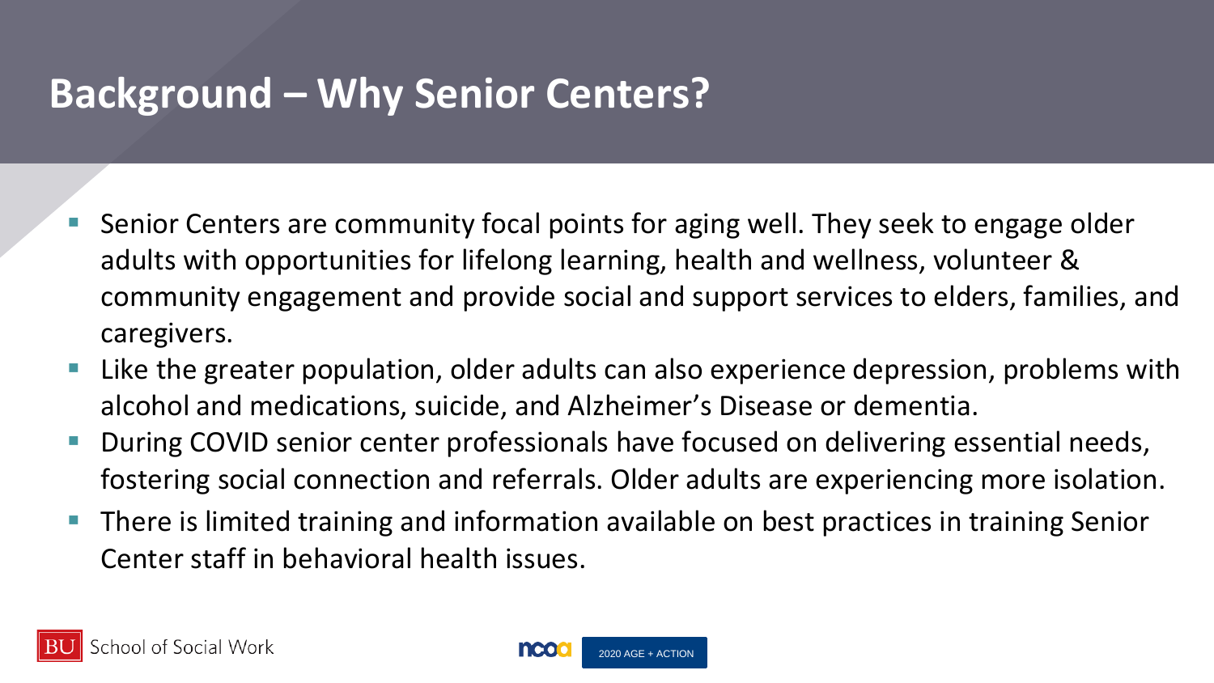# Background – Why Senior Centers?

- Senior Centers are community focal points for aging well. They seek to engage older adults with opportunities for lifelong learning, health and wellness, volunteer & community engagement and provide social and support services to elders, families, and caregivers.
- Like the greater population, older adults can also experience depression, problems with alcohol and medications, suicide, and Alzheimer's Disease or dementia.
- During COVID senior center professionals have focused on delivering essential needs, fostering social connection and referrals. Older adults are experiencing more isolation.
- There is limited training and information available on best practices in training Senior Center staff in behavioral health issues.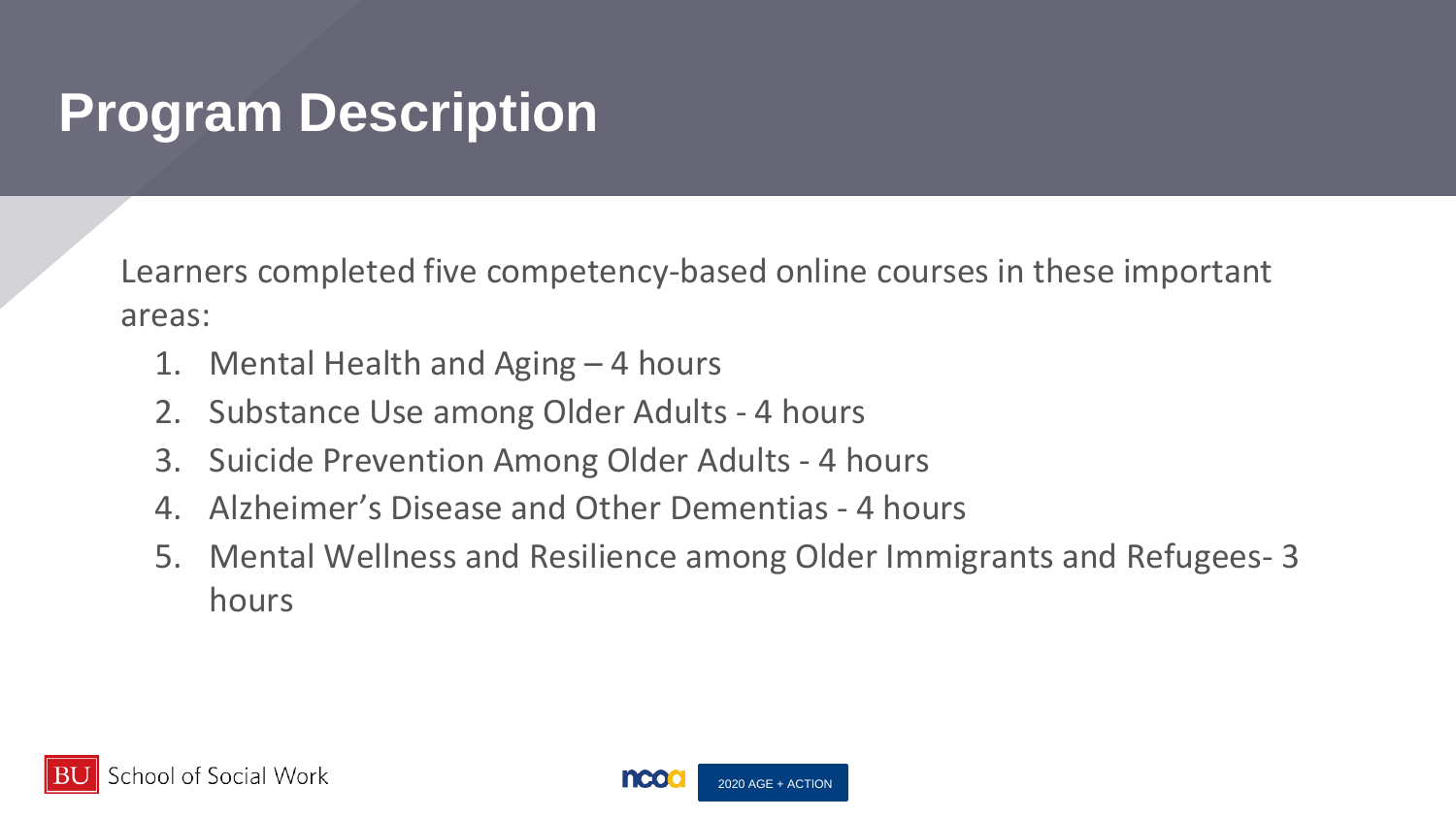# Program Description

Learners completed five competency-based online courses in these important areas:

1. Mental Health and Aging – 4 hours
2. Substance Use among Older Adults - 4 hours
3. Suicide Prevention Among Older Adults - 4 hours
4. Alzheimer's Disease and Other Dementias - 4 hours
5. Mental Wellness and Resilience among Older Immigrants and Refugees- 3 hours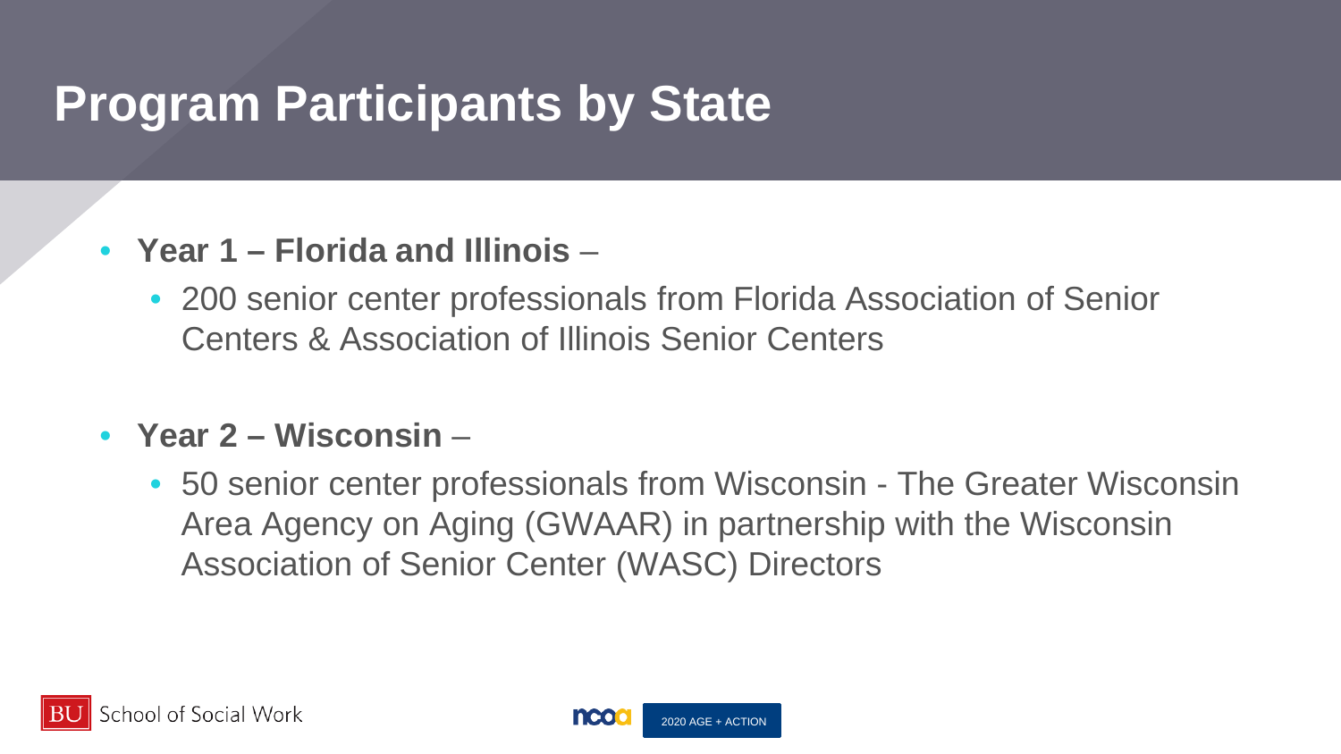# Program Participants by State

- **Year 1 – Florida and Illinois** –
  - 200 senior center professionals from Florida Association of Senior Centers & Association of Illinois Senior Centers
- **Year 2 – Wisconsin** –
  - 50 senior center professionals from Wisconsin - The Greater Wisconsin Area Agency on Aging (GWAAR) in partnership with the Wisconsin Association of Senior Center (WASC) Directors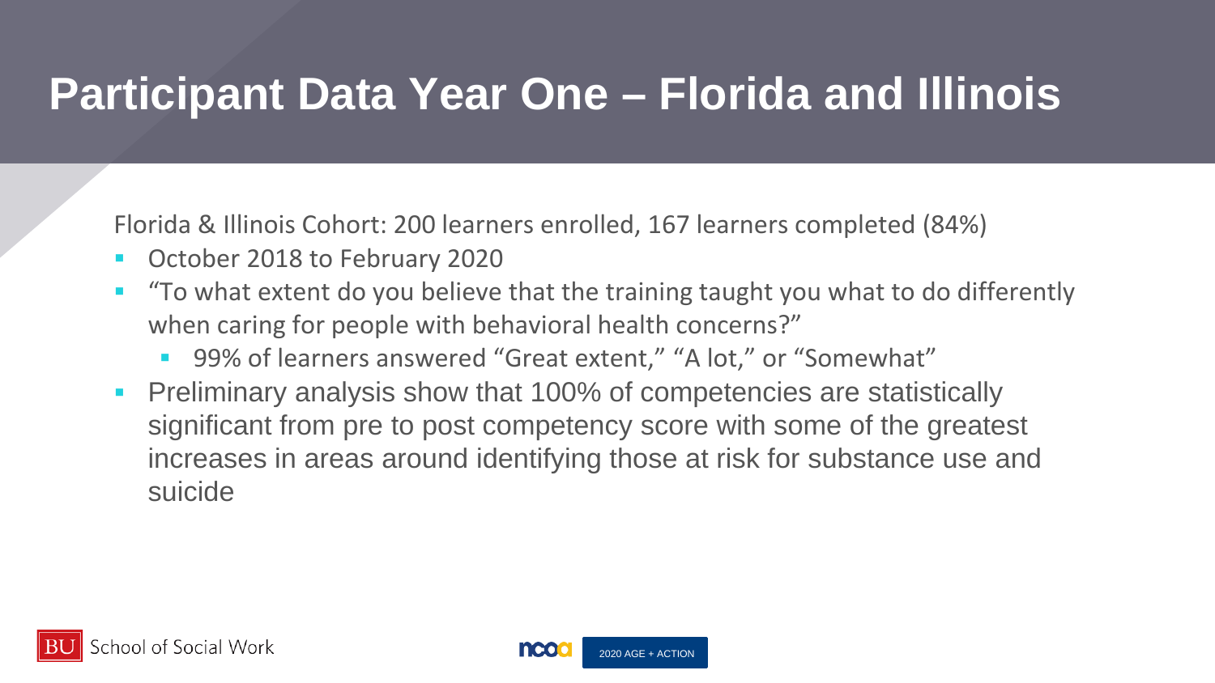# Participant Data Year One – Florida and Illinois

Florida & Illinois Cohort: 200 learners enrolled, 167 learners completed (84%)

- October 2018 to February 2020
- “To what extent do you believe that the training taught you what to do differently when caring for people with behavioral health concerns?”
  - 99% of learners answered “Great extent,” “A lot,” or “Somewhat”
- Preliminary analysis show that 100% of competencies are statistically significant from pre to post competency score with some of the greatest increases in areas around identifying those at risk for substance use and suicide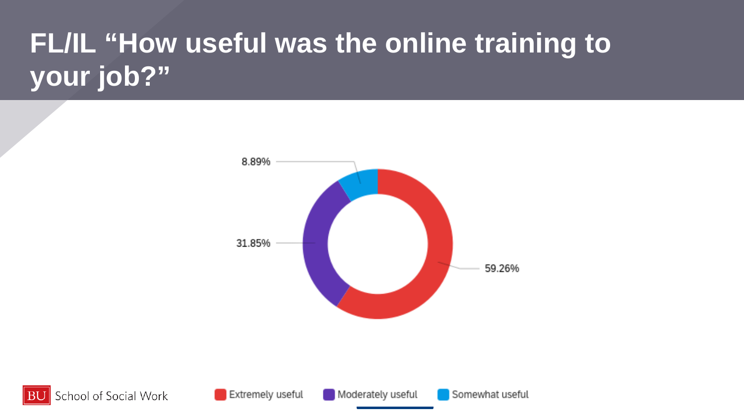# FL/IL "How useful was the online training to your job?"

| Response | Percentage |
| --- | --- |
| Extremely useful | 59.26% |
| Moderately useful | 31.85% |
| Somewhat useful | 8.89% |

BU School of Social Work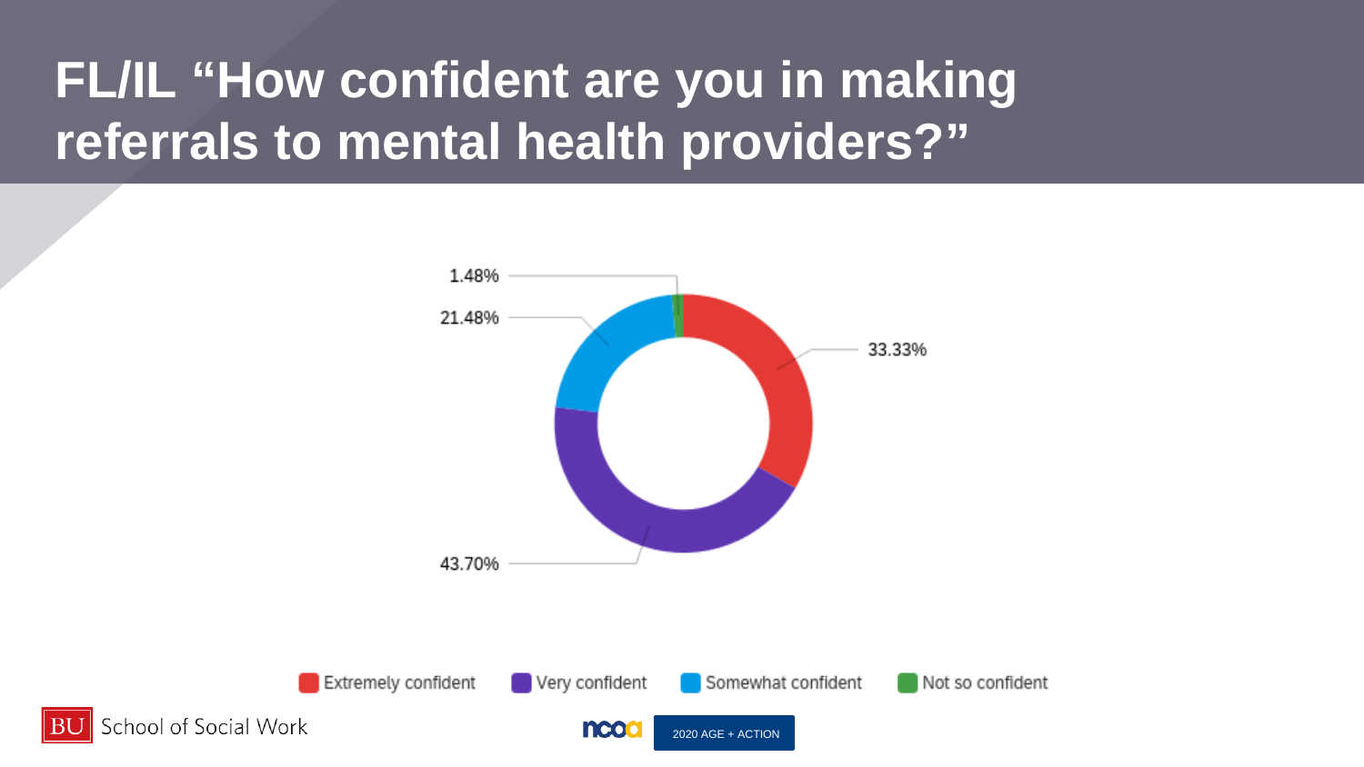# FL/IL "How confident are you in making referrals to mental health providers?"

| Response | Percentage |
| --- | --- |
| Extremely confident | 33.33% |
| Very confident | 43.70% |
| Somewhat confident | 21.48% |
| Not so confident | 1.48% |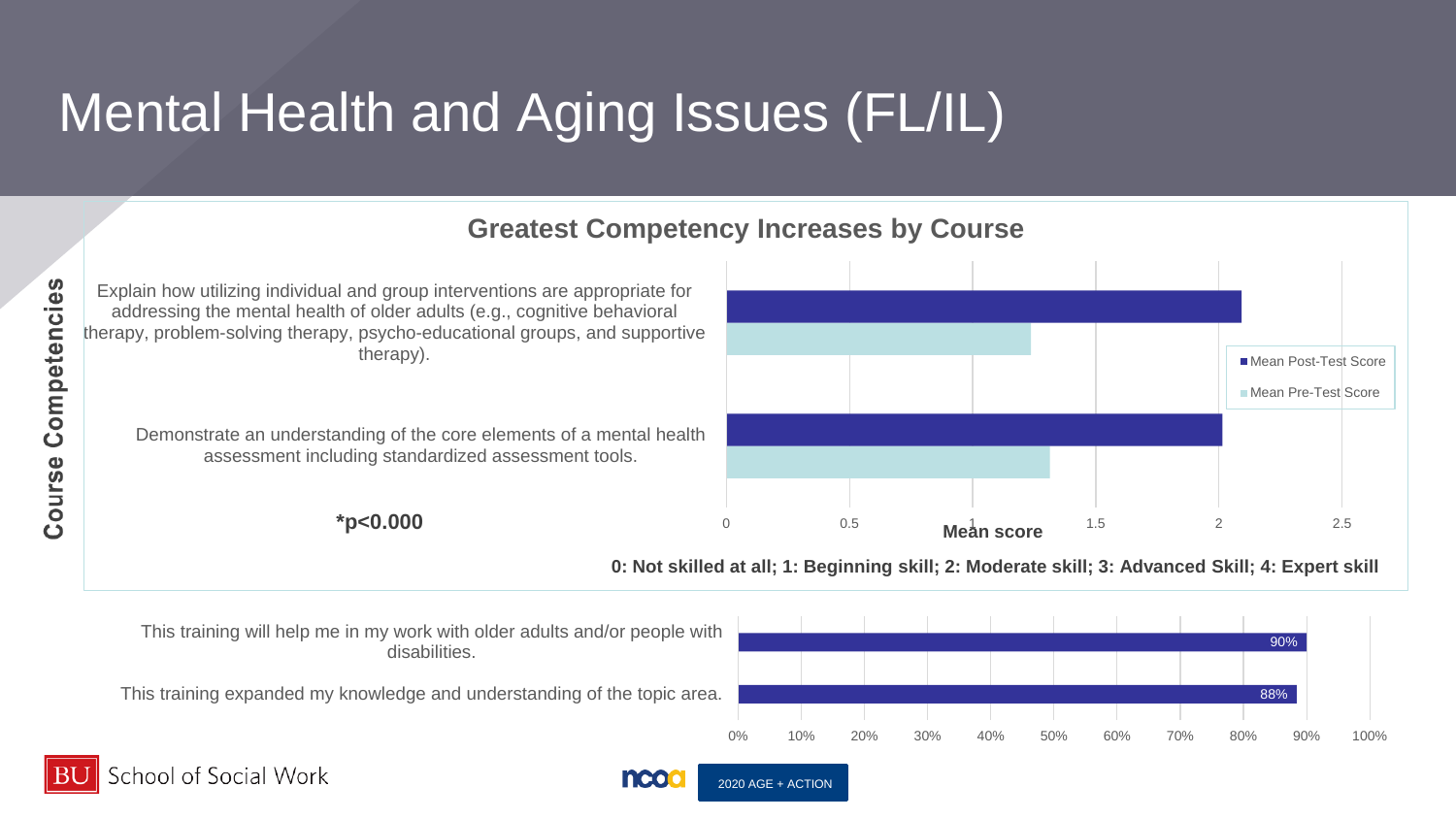# Mental Health and Aging Issues (FL/IL)

## Greatest Competency Increases by Course

**Course Competencies**

| Competency | Mean Pre-Test Score | Mean Post-Test Score |
|---|---|---|
| Explain how utilizing individual and group interventions are appropriate for addressing the mental health of older adults (e.g., cognitive behavioral therapy, problem-solving therapy, psycho-educational groups, and supportive therapy). | | |
| Demonstrate an understanding of the core elements of a mental health assessment including standardized assessment tools. | | |

**\*p<0.000**

Mean score (axis: 0, 0.5, 1, 1.5, 2, 2.5)

**0: Not skilled at all; 1: Beginning skill; 2: Moderate skill; 3: Advanced Skill; 4: Expert skill**

| Statement | Percent |
|---|---|
| This training will help me in my work with older adults and/or people with disabilities. | 90% |
| This training expanded my knowledge and understanding of the topic area. | 88% |

BU School of Social Work

ncoa 2020 AGE + ACTION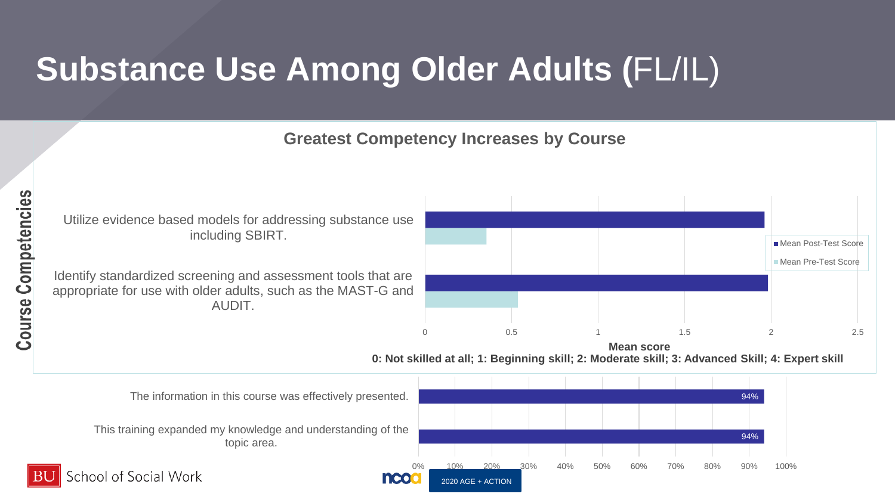# Substance Use Among Older Adults (FL/IL)

## Greatest Competency Increases by Course

**Course Competencies**

| Competency | Mean Post-Test Score | Mean Pre-Test Score |
|---|---|---|
| Utilize evidence based models for addressing substance use including SBIRT. | ~1.96 | ~0.35 |
| Identify standardized screening and assessment tools that are appropriate for use with older adults, such as the MAST-G and AUDIT. | ~1.98 | ~0.54 |

**Mean score**

**0: Not skilled at all; 1: Beginning skill; 2: Moderate skill; 3: Advanced Skill; 4: Expert skill**

| Statement | Percent |
|---|---|
| The information in this course was effectively presented. | 94% |
| This training expanded my knowledge and understanding of the topic area. | 94% |

2020 AGE + ACTION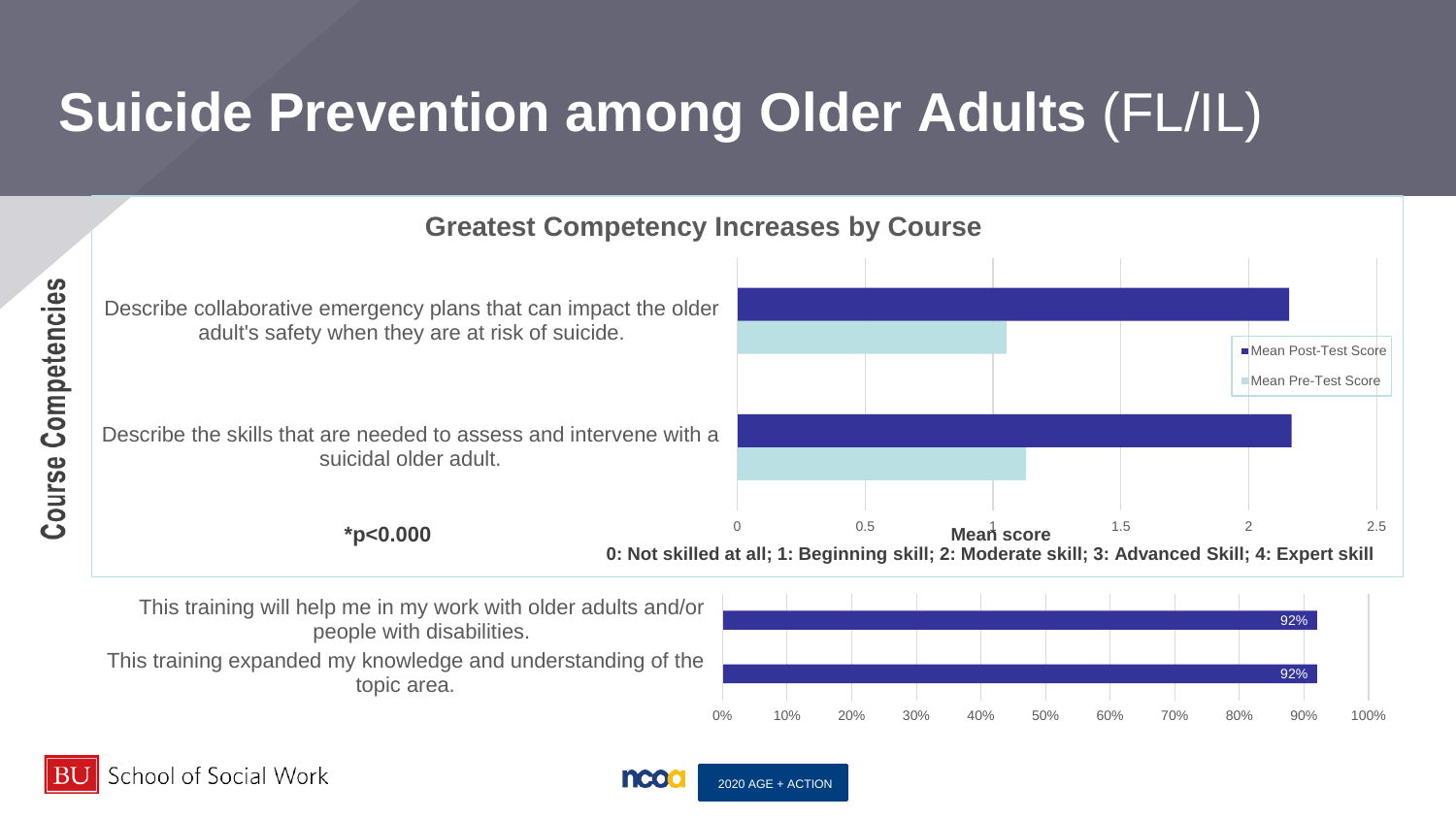# Suicide Prevention among Older Adults (FL/IL)

Course Competencies

## Greatest Competency Increases by Course

| Course Competency | Mean Post-Test Score | Mean Pre-Test Score |
| --- | --- | --- |
| Describe collaborative emergency plans that can impact the older adult's safety when they are at risk of suicide. | ~2.15 | ~1.05 |
| Describe the skills that are needed to assess and intervene with a suicidal older adult. | ~2.17 | ~1.13 |

**\*p<0.000**

Mean score

**0: Not skilled at all; 1: Beginning skill; 2: Moderate skill; 3: Advanced Skill; 4: Expert skill**

| Statement | % |
| --- | --- |
| This training will help me in my work with older adults and/or people with disabilities. | 92% |
| This training expanded my knowledge and understanding of the topic area. | 92% |

BU School of Social Work

ncoa 2020 AGE + ACTION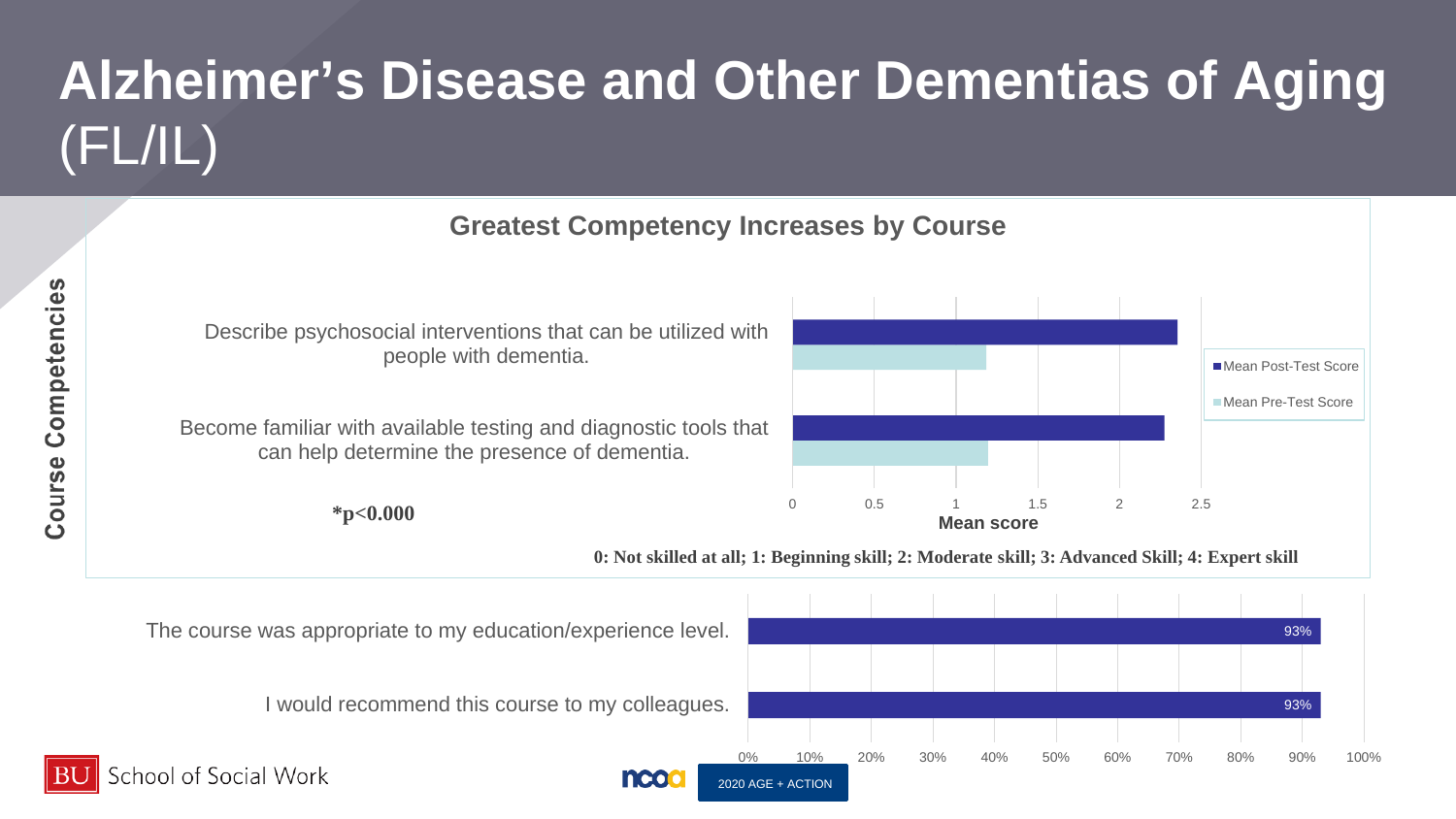# Alzheimer's Disease and Other Dementias of Aging (FL/IL)

**Course Competencies**

## Greatest Competency Increases by Course

| Competency | Mean Pre-Test Score | Mean Post-Test Score |
|---|---|---|
| Describe psychosocial interventions that can be utilized with people with dementia. | ~1.2 | ~2.35 |
| Become familiar with available testing and diagnostic tools that can help determine the presence of dementia. | ~1.2 | ~2.27 |

Mean score

**$^*p<0.000$**

**0: Not skilled at all; 1: Beginning skill; 2: Moderate skill; 3: Advanced Skill; 4: Expert skill**

| Statement | Percent |
|---|---|
| The course was appropriate to my education/experience level. | 93% |
| I would recommend this course to my colleagues. | 93% |

BU School of Social Work

ncoa 2020 AGE + ACTION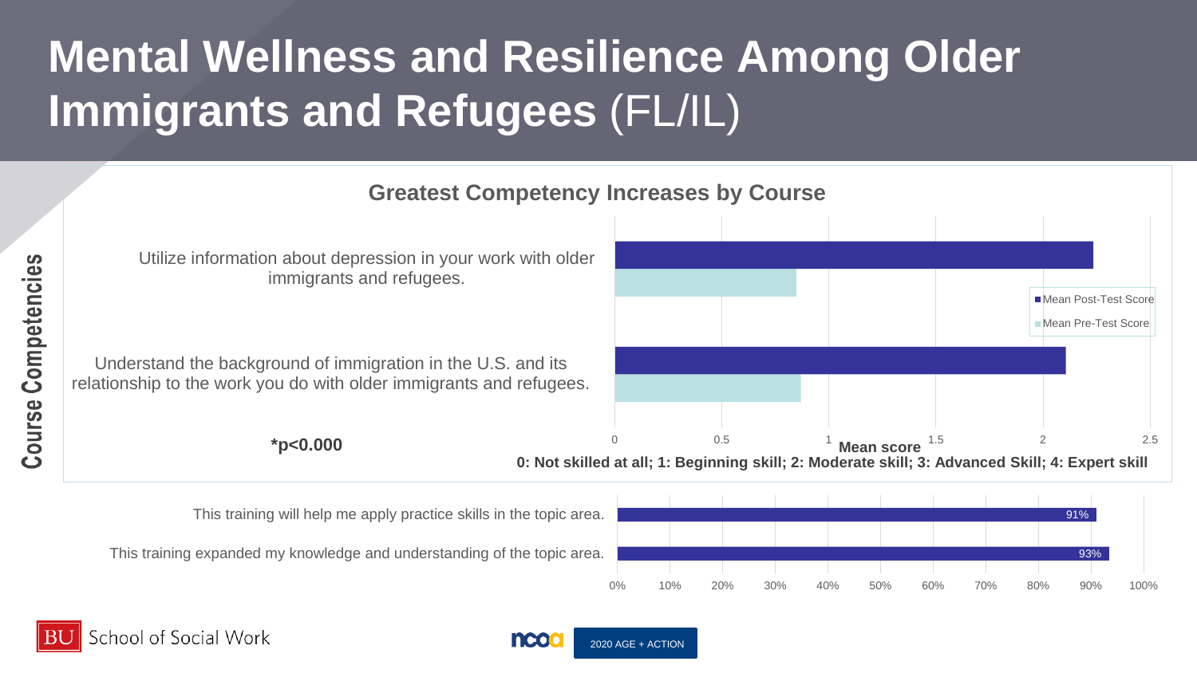# Mental Wellness and Resilience Among Older Immigrants and Refugees (FL/IL)

## Greatest Competency Increases by Course

**Course Competencies**

- Utilize information about depression in your work with older immigrants and refugees.
- Understand the background of immigration in the U.S. and its relationship to the work you do with older immigrants and refugees.

Legend: Mean Post-Test Score; Mean Pre-Test Score

Mean score: 0, 0.5, 1, 1.5, 2, 2.5

**$*p<0.000$**

**0: Not skilled at all; 1: Beginning skill; 2: Moderate skill; 3: Advanced Skill; 4: Expert skill**

| Statement | % |
|---|---|
| This training will help me apply practice skills in the topic area. | 91% |
| This training expanded my knowledge and understanding of the topic area. | 93% |

BU School of Social Work

ncoa 2020 AGE + ACTION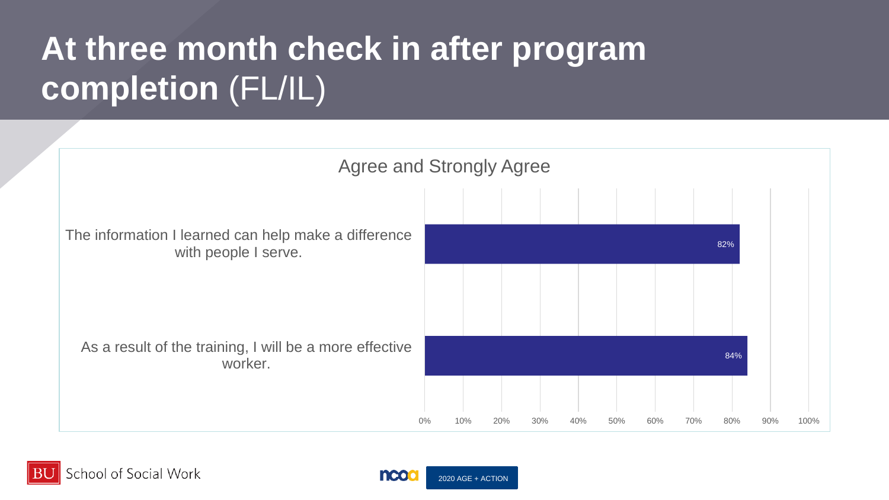# **At three month check in after program completion** (FL/IL)

Agree and Strongly Agree

| Statement | Agree and Strongly Agree |
| --- | --- |
| The information I learned can help make a difference with people I serve. | 82% |
| As a result of the training, I will be a more effective worker. | 84% |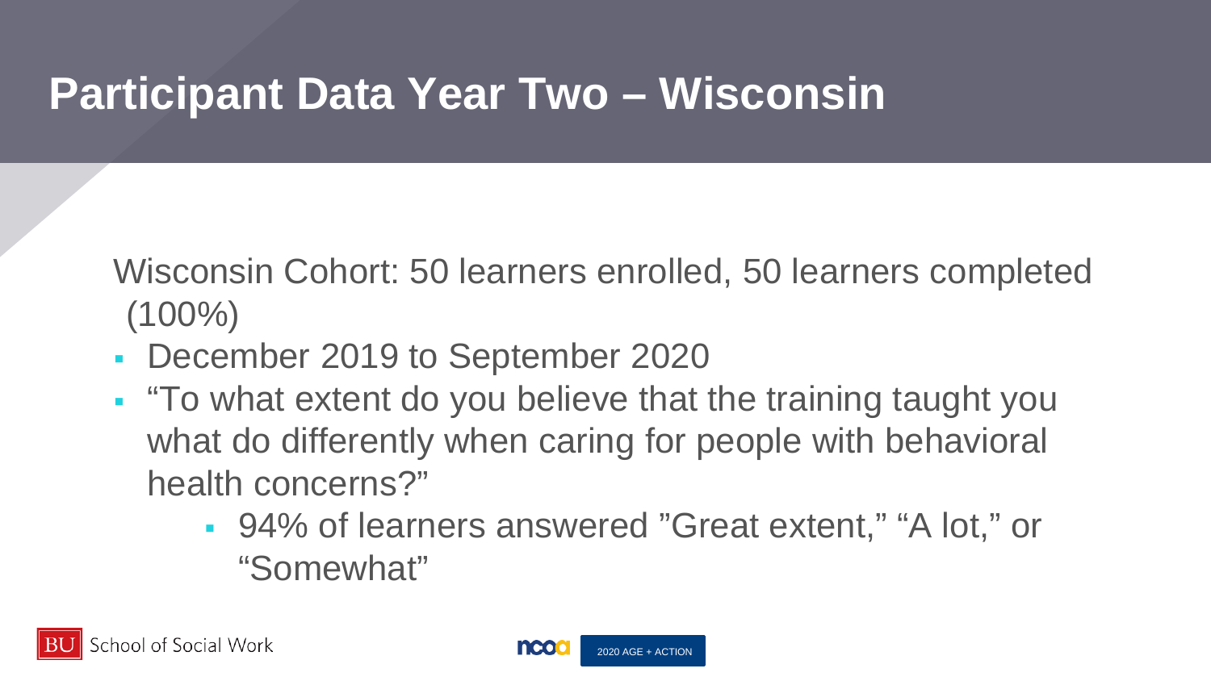# Participant Data Year Two – Wisconsin

Wisconsin Cohort: 50 learners enrolled, 50 learners completed (100%)

- December 2019 to September 2020
- "To what extent do you believe that the training taught you what do differently when caring for people with behavioral health concerns?"
  - 94% of learners answered "Great extent," "A lot," or "Somewhat"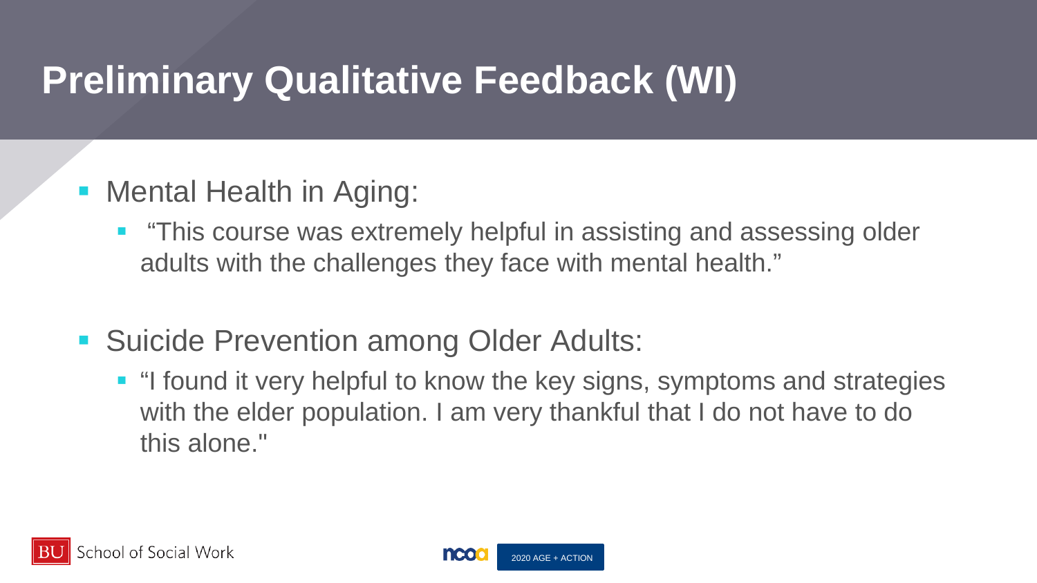# Preliminary Qualitative Feedback (WI)

- Mental Health in Aging:
  - "This course was extremely helpful in assisting and assessing older adults with the challenges they face with mental health."
- Suicide Prevention among Older Adults:
  - "I found it very helpful to know the key signs, symptoms and strategies with the elder population. I am very thankful that I do not have to do this alone."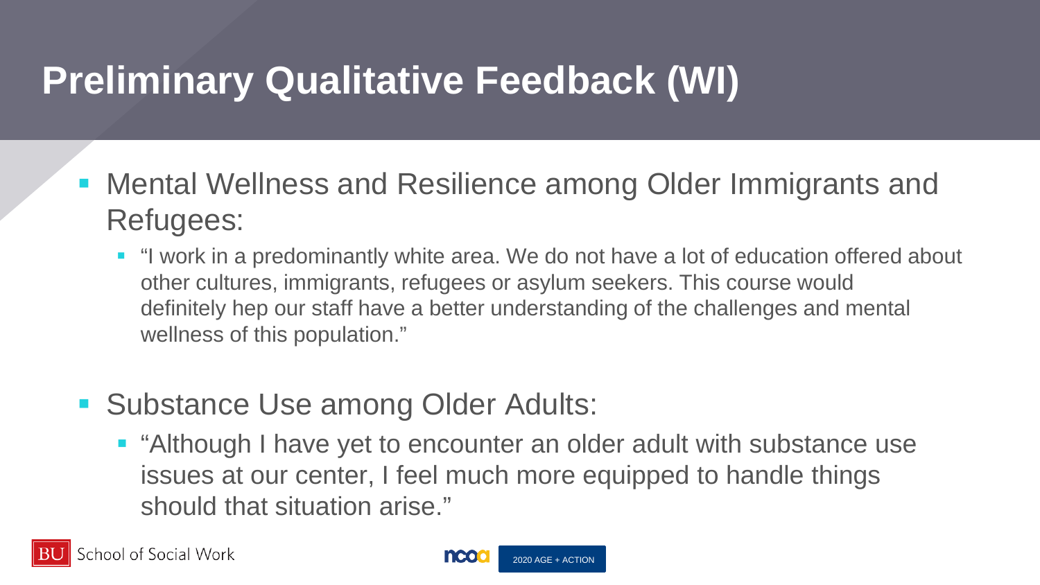# Preliminary Qualitative Feedback (WI)

- Mental Wellness and Resilience among Older Immigrants and Refugees:
  - "I work in a predominantly white area. We do not have a lot of education offered about other cultures, immigrants, refugees or asylum seekers. This course would definitely hep our staff have a better understanding of the challenges and mental wellness of this population."

- Substance Use among Older Adults:
  - "Although I have yet to encounter an older adult with substance use issues at our center, I feel much more equipped to handle things should that situation arise."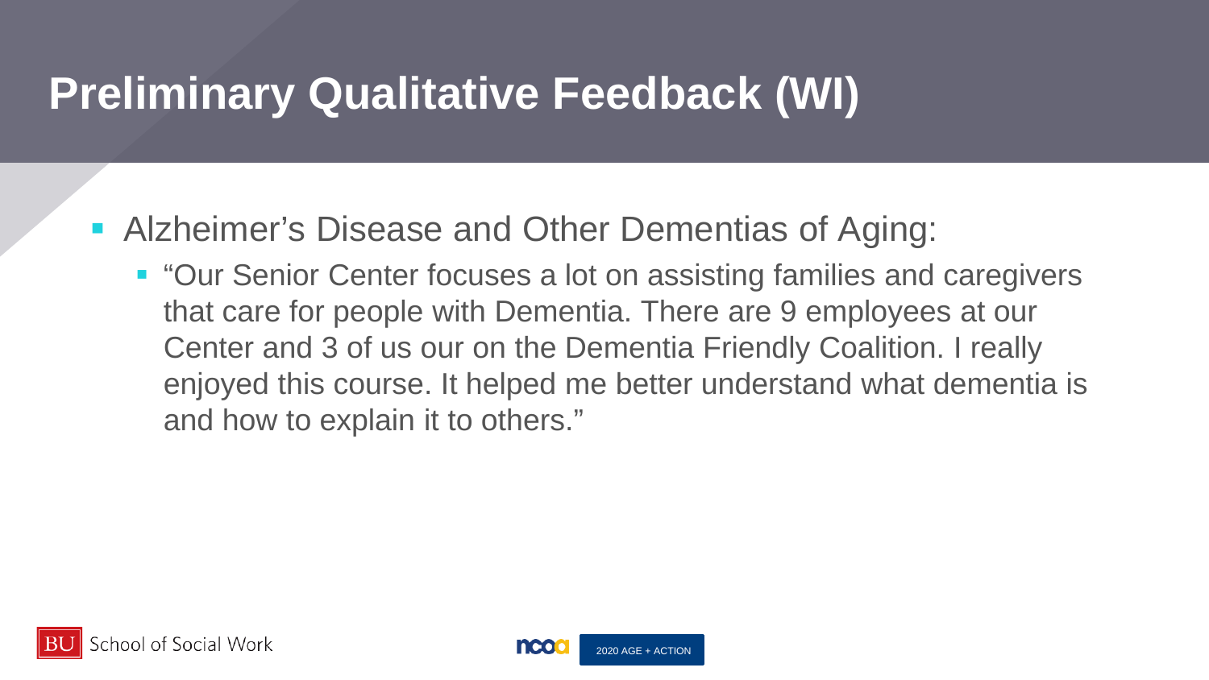# Preliminary Qualitative Feedback (WI)

- Alzheimer's Disease and Other Dementias of Aging:
  - "Our Senior Center focuses a lot on assisting families and caregivers that care for people with Dementia. There are 9 employees at our Center and 3 of us our on the Dementia Friendly Coalition. I really enjoyed this course. It helped me better understand what dementia is and how to explain it to others."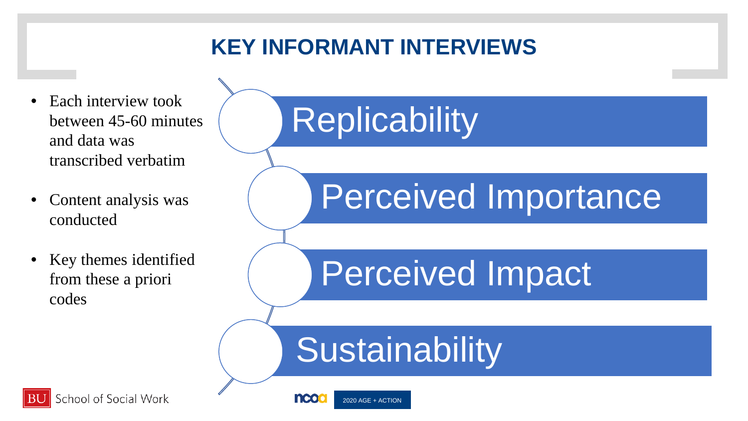# KEY INFORMANT INTERVIEWS

- Each interview took between 45-60 minutes and data was transcribed verbatim
- Content analysis was conducted
- Key themes identified from these a priori codes

- Replicability
- Perceived Importance
- Perceived Impact
- Sustainability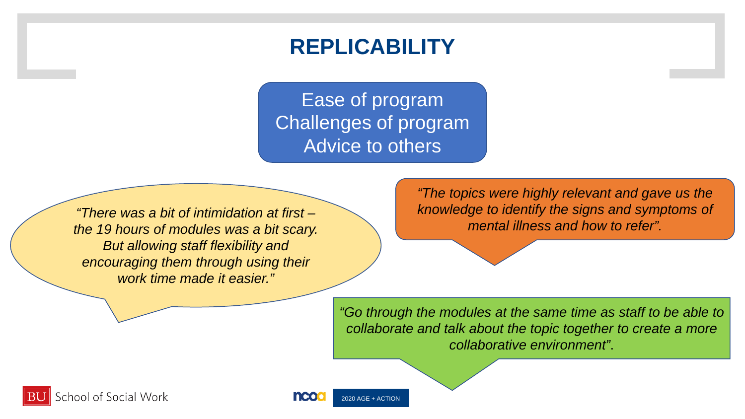# REPLICABILITY

Ease of program
Challenges of program
Advice to others

*"There was a bit of intimidation at first – the 19 hours of modules was a bit scary. But allowing staff flexibility and encouraging them through using their work time made it easier."*

*"The topics were highly relevant and gave us the knowledge to identify the signs and symptoms of mental illness and how to refer".*

*"Go through the modules at the same time as staff to be able to collaborate and talk about the topic together to create a more collaborative environment".*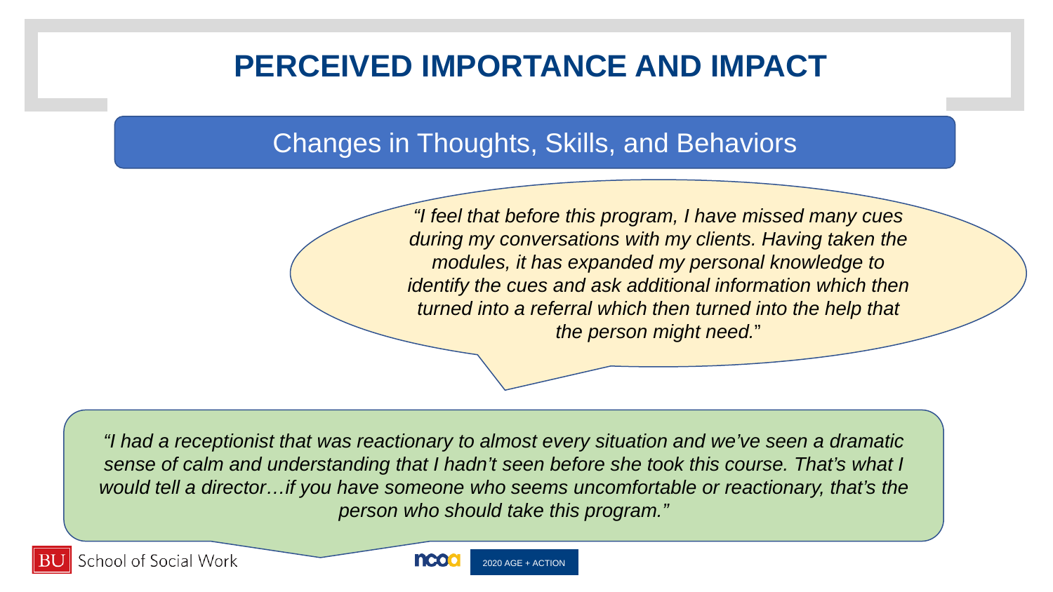# PERCEIVED IMPORTANCE AND IMPACT

## Changes in Thoughts, Skills, and Behaviors

*"I feel that before this program, I have missed many cues during my conversations with my clients. Having taken the modules, it has expanded my personal knowledge to identify the cues and ask additional information which then turned into a referral which then turned into the help that the person might need."*

*"I had a receptionist that was reactionary to almost every situation and we've seen a dramatic sense of calm and understanding that I hadn't seen before she took this course. That's what I would tell a director…if you have someone who seems uncomfortable or reactionary, that's the person who should take this program."*

BU School of Social Work

ncoa 2020 AGE + ACTION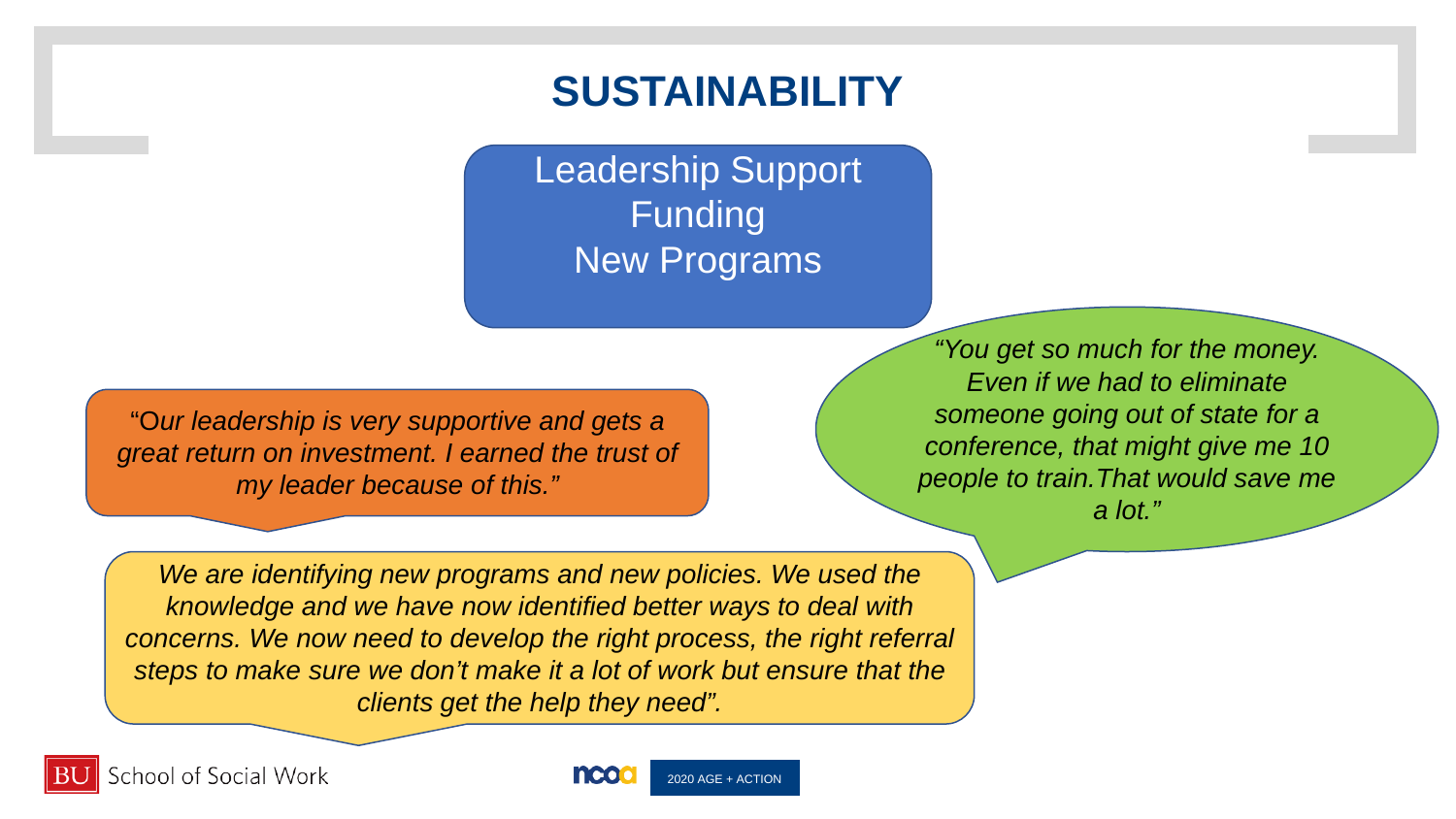# SUSTAINABILITY

Leadership Support
Funding
New Programs

*"Our leadership is very supportive and gets a great return on investment. I earned the trust of my leader because of this."*

*"You get so much for the money. Even if we had to eliminate someone going out of state for a conference, that might give me 10 people to train.That would save me a lot."*

*We are identifying new programs and new policies. We used the knowledge and we have now identified better ways to deal with concerns. We now need to develop the right process, the right referral steps to make sure we don't make it a lot of work but ensure that the clients get the help they need".*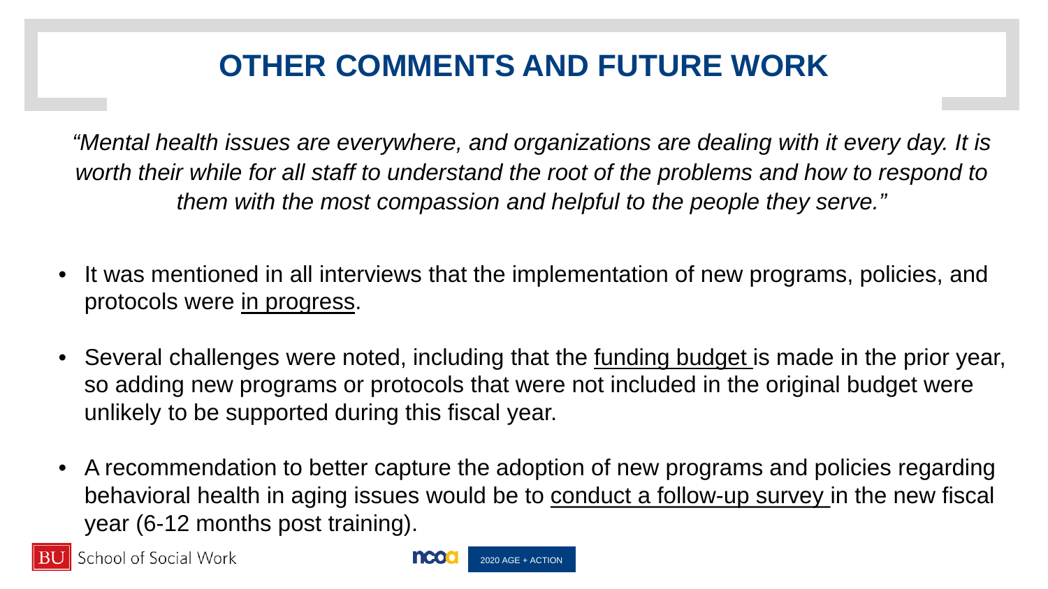# OTHER COMMENTS AND FUTURE WORK

*"Mental health issues are everywhere, and organizations are dealing with it every day. It is worth their while for all staff to understand the root of the problems and how to respond to them with the most compassion and helpful to the people they serve."*

- It was mentioned in all interviews that the implementation of new programs, policies, and protocols were <u>in progress</u>.
- Several challenges were noted, including that the <u>funding budget</u> is made in the prior year, so adding new programs or protocols that were not included in the original budget were unlikely to be supported during this fiscal year.
- A recommendation to better capture the adoption of new programs and policies regarding behavioral health in aging issues would be to <u>conduct a follow-up survey</u> in the new fiscal year (6-12 months post training).

BU School of Social Work

ncoa 2020 AGE + ACTION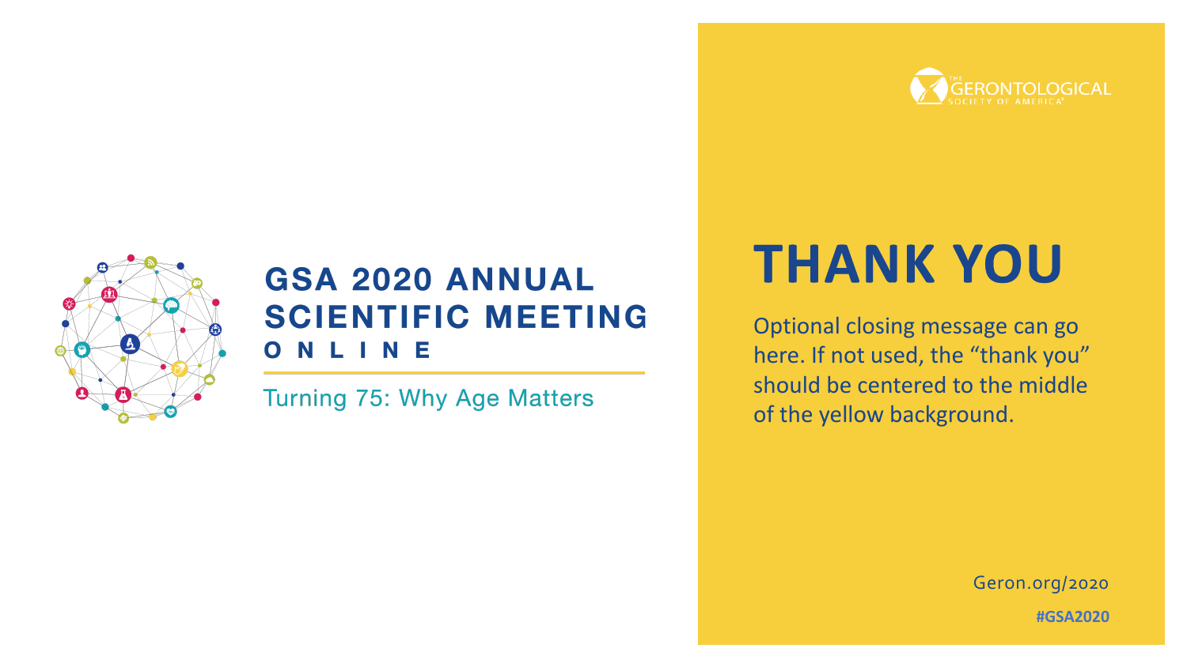# GSA 2020 ANNUAL SCIENTIFIC MEETING

**O N L I N E**

Turning 75: Why Age Matters

THE GERONTOLOGICAL SOCIETY OF AMERICA®

# THANK YOU

Optional closing message can go here. If not used, the “thank you” should be centered to the middle of the yellow background.

Geron.org/2020

**#GSA2020**